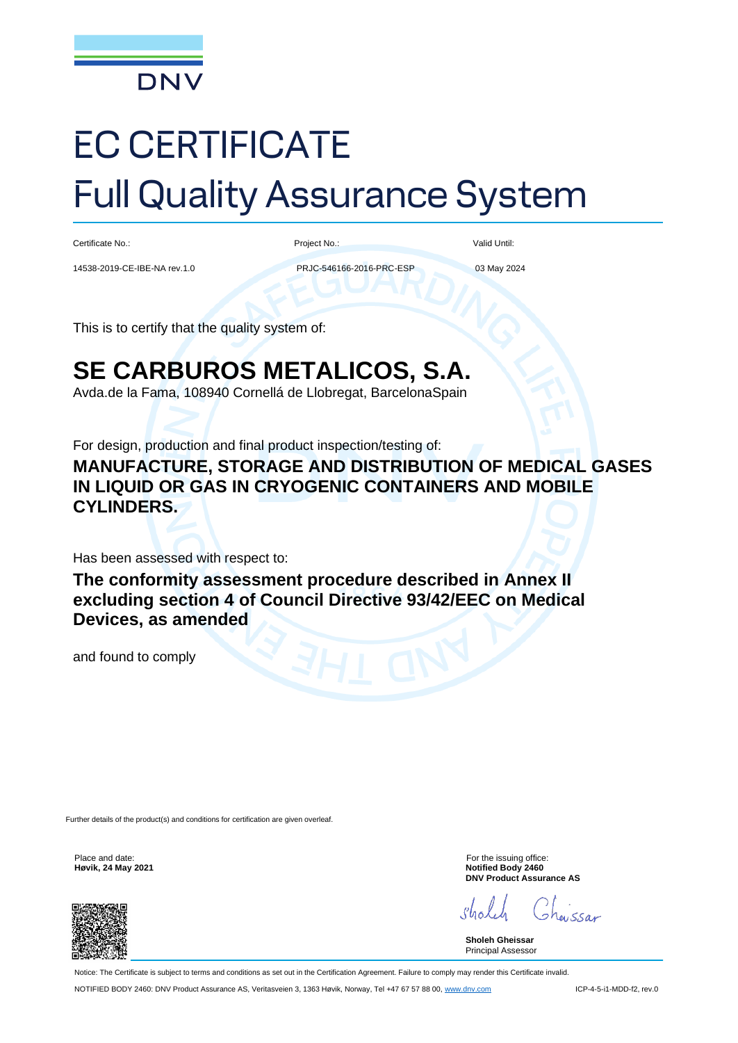DNV

# EC CERTIFICATE
# Full Quality Assurance System

| Certificate No.: | Project No.: | Valid Until: |
|---|---|---|
| 14538-2019-CE-IBE-NA rev.1.0 | PRJC-546166-2016-PRC-ESP | 03 May 2024 |

This is to certify that the quality system of:

## SE CARBUROS METALICOS, S.A.

Avda.de la Fama, 108940 Cornellá de Llobregat, BarcelonaSpain

For design, production and final product inspection/testing of:

**MANUFACTURE, STORAGE AND DISTRIBUTION OF MEDICAL GASES IN LIQUID OR GAS IN CRYOGENIC CONTAINERS AND MOBILE CYLINDERS.**

Has been assessed with respect to:

**The conformity assessment procedure described in Annex II excluding section 4 of Council Directive 93/42/EEC on Medical Devices, as amended**

and found to comply

Further details of the product(s) and conditions for certification are given overleaf.

Place and date:
**Høvik, 24 May 2021**

For the issuing office:
**Notified Body 2460**
**DNV Product Assurance AS**

**Sholeh Gheissar**
Principal Assessor

Notice: The Certificate is subject to terms and conditions as set out in the Certification Agreement. Failure to comply may render this Certificate invalid.

NOTIFIED BODY 2460: DNV Product Assurance AS, Veritasveien 3, 1363 Høvik, Norway, Tel +47 67 57 88 00, www.dnv.com

ICP-4-5-i1-MDD-f2, rev.0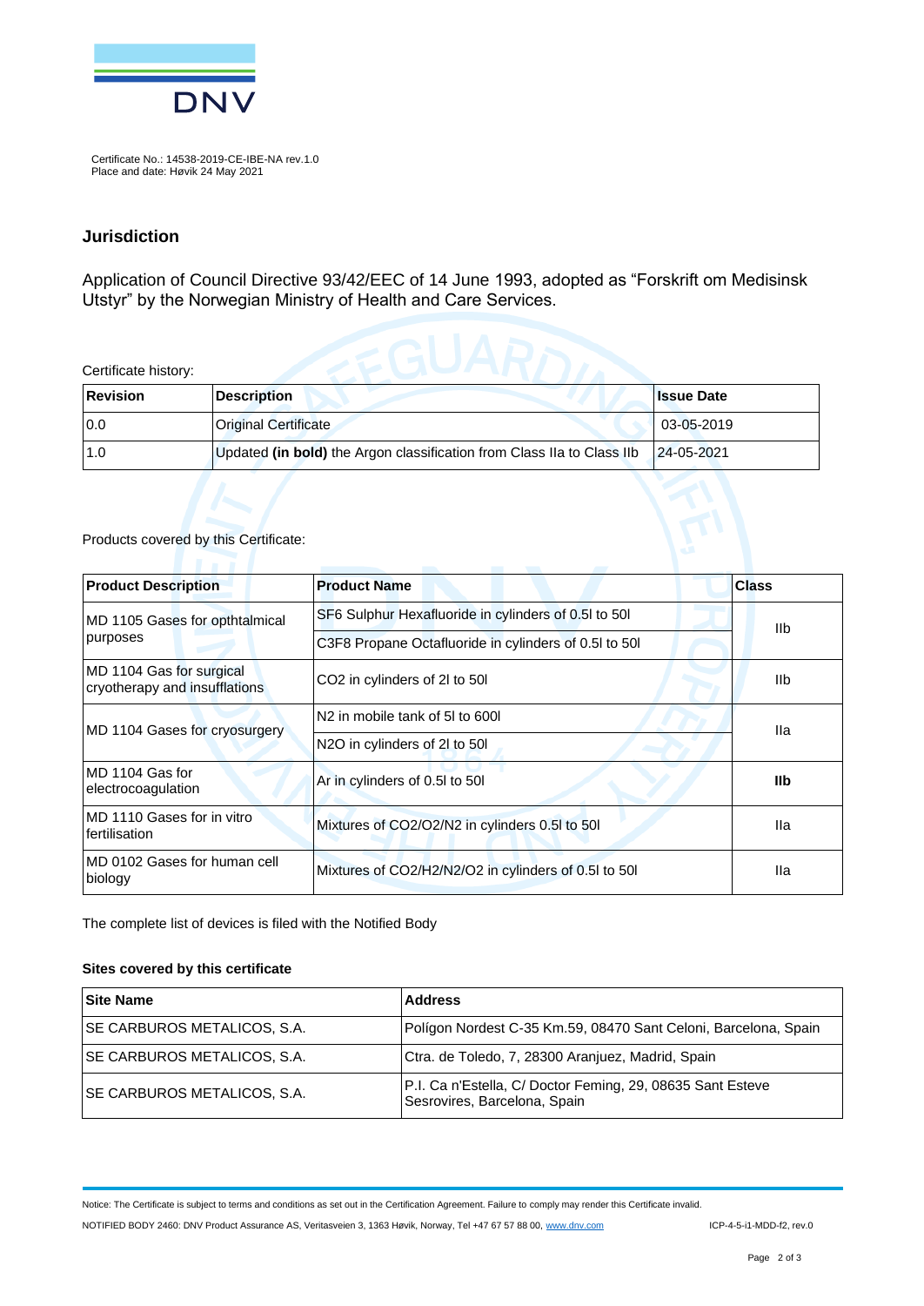Certificate No.: 14538-2019-CE-IBE-NA rev.1.0
Place and date: Høvik 24 May 2021

## Jurisdiction

Application of Council Directive 93/42/EEC of 14 June 1993, adopted as “Forskrift om Medisinsk Utstyr” by the Norwegian Ministry of Health and Care Services.

Certificate history:

| Revision | Description | Issue Date |
|---|---|---|
| 0.0 | Original Certificate | 03-05-2019 |
| 1.0 | Updated **(in bold)** the Argon classification from Class IIa to Class IIb | 24-05-2021 |

Products covered by this Certificate:

| Product Description | Product Name | Class |
|---|---|---|
| MD 1105 Gases for opthtalmical purposes | SF6 Sulphur Hexafluoride in cylinders of 0.5l to 50l | IIb |
| | C3F8 Propane Octafluoride in cylinders of 0.5l to 50l | |
| MD 1104 Gas for surgical cryotherapy and insufflations | CO2 in cylinders of 2l to 50l | IIb |
| MD 1104 Gases for cryosurgery | N2 in mobile tank of 5l to 600l | IIa |
| | N2O in cylinders of 2l to 50l | |
| MD 1104 Gas for electrocoagulation | Ar in cylinders of 0.5l to 50l | **IIb** |
| MD 1110 Gases for in vitro fertilisation | Mixtures of CO2/O2/N2 in cylinders 0.5l to 50l | IIa |
| MD 0102 Gases for human cell biology | Mixtures of CO2/H2/N2/O2 in cylinders of 0.5l to 50l | IIa |

The complete list of devices is filed with the Notified Body

**Sites covered by this certificate**

| Site Name | Address |
|---|---|
| SE CARBUROS METALICOS, S.A. | Polígon Nordest C-35 Km.59, 08470 Sant Celoni, Barcelona, Spain |
| SE CARBUROS METALICOS, S.A. | Ctra. de Toledo, 7, 28300 Aranjuez, Madrid, Spain |
| SE CARBUROS METALICOS, S.A. | P.I. Ca n'Estella, C/ Doctor Feming, 29, 08635 Sant Esteve Sesrovires, Barcelona, Spain |

Notice: The Certificate is subject to terms and conditions as set out in the Certification Agreement. Failure to comply may render this Certificate invalid.

NOTIFIED BODY 2460: DNV Product Assurance AS, Veritasveien 3, 1363 Høvik, Norway, Tel +47 67 57 88 00, www.dnv.com ICP-4-5-i1-MDD-f2, rev.0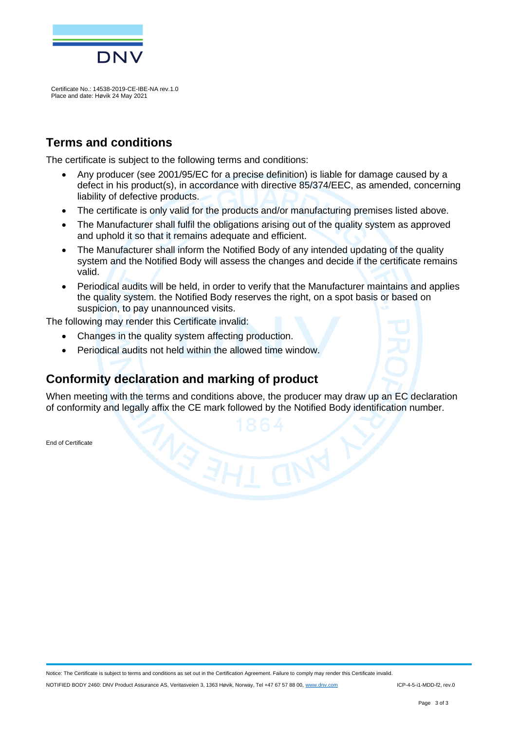Certificate No.: 14538-2019-CE-IBE-NA rev.1.0
Place and date: Høvik 24 May 2021

## Terms and conditions

The certificate is subject to the following terms and conditions:

- Any producer (see 2001/95/EC for a precise definition) is liable for damage caused by a defect in his product(s), in accordance with directive 85/374/EEC, as amended, concerning liability of defective products.
- The certificate is only valid for the products and/or manufacturing premises listed above.
- The Manufacturer shall fulfil the obligations arising out of the quality system as approved and uphold it so that it remains adequate and efficient.
- The Manufacturer shall inform the Notified Body of any intended updating of the quality system and the Notified Body will assess the changes and decide if the certificate remains valid.
- Periodical audits will be held, in order to verify that the Manufacturer maintains and applies the quality system. the Notified Body reserves the right, on a spot basis or based on suspicion, to pay unannounced visits.

The following may render this Certificate invalid:

- Changes in the quality system affecting production.
- Periodical audits not held within the allowed time window.

## Conformity declaration and marking of product

When meeting with the terms and conditions above, the producer may draw up an EC declaration of conformity and legally affix the CE mark followed by the Notified Body identification number.

End of Certificate

Notice: The Certificate is subject to terms and conditions as set out in the Certification Agreement. Failure to comply may render this Certificate invalid.

NOTIFIED BODY 2460: DNV Product Assurance AS, Veritasveien 3, 1363 Høvik, Norway, Tel +47 67 57 88 00, www.dnv.com ICP-4-5-i1-MDD-f2, rev.0